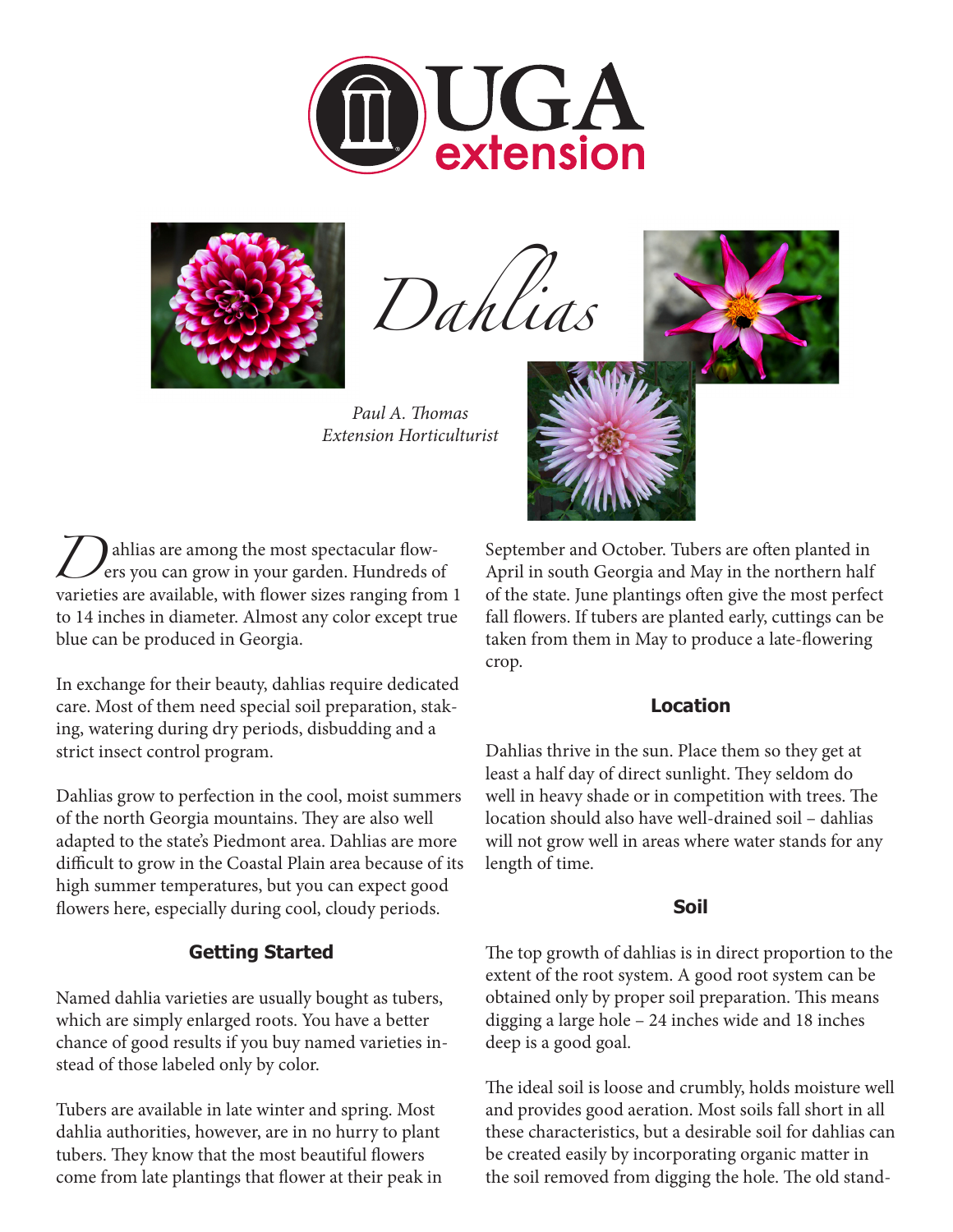# Dahlias

*Paul A. Thomas*
*Extension Horticulturist*

Dahlias are among the most spectacular flowers you can grow in your garden. Hundreds of varieties are available, with flower sizes ranging from 1 to 14 inches in diameter. Almost any color except true blue can be produced in Georgia.

In exchange for their beauty, dahlias require dedicated care. Most of them need special soil preparation, staking, watering during dry periods, disbudding and a strict insect control program.

Dahlias grow to perfection in the cool, moist summers of the north Georgia mountains. They are also well adapted to the state's Piedmont area. Dahlias are more difficult to grow in the Coastal Plain area because of its high summer temperatures, but you can expect good flowers here, especially during cool, cloudy periods.

## Getting Started

Named dahlia varieties are usually bought as tubers, which are simply enlarged roots. You have a better chance of good results if you buy named varieties instead of those labeled only by color.

Tubers are available in late winter and spring. Most dahlia authorities, however, are in no hurry to plant tubers. They know that the most beautiful flowers come from late plantings that flower at their peak in September and October. Tubers are often planted in April in south Georgia and May in the northern half of the state. June plantings often give the most perfect fall flowers. If tubers are planted early, cuttings can be taken from them in May to produce a late-flowering crop.

## Location

Dahlias thrive in the sun. Place them so they get at least a half day of direct sunlight. They seldom do well in heavy shade or in competition with trees. The location should also have well-drained soil – dahlias will not grow well in areas where water stands for any length of time.

## Soil

The top growth of dahlias is in direct proportion to the extent of the root system. A good root system can be obtained only by proper soil preparation. This means digging a large hole – 24 inches wide and 18 inches deep is a good goal.

The ideal soil is loose and crumbly, holds moisture well and provides good aeration. Most soils fall short in all these characteristics, but a desirable soil for dahlias can be created easily by incorporating organic matter in the soil removed from digging the hole. The old stand-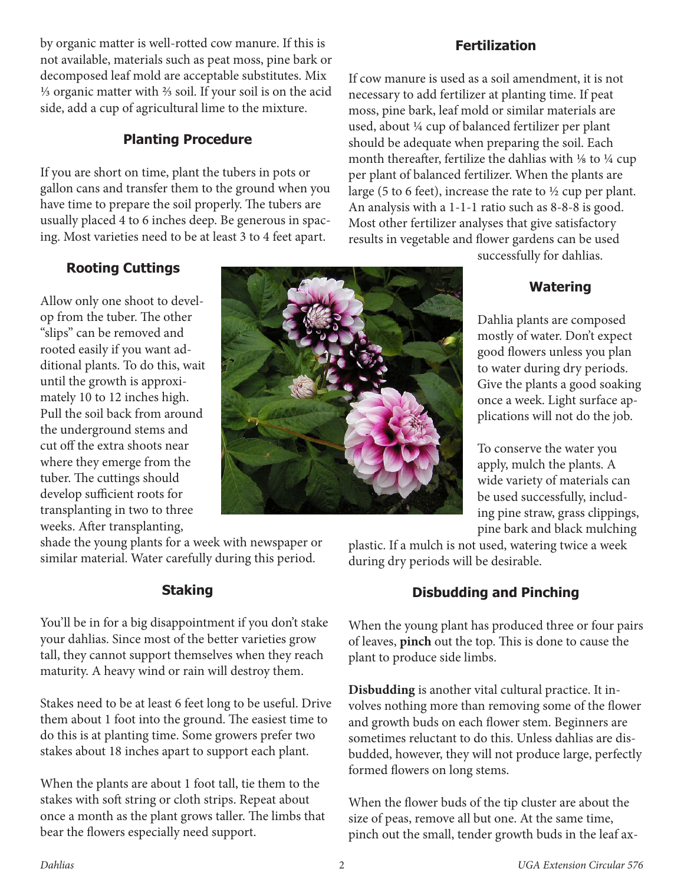by organic matter is well-rotted cow manure. If this is not available, materials such as peat moss, pine bark or decomposed leaf mold are acceptable substitutes. Mix ⅓ organic matter with ⅔ soil. If your soil is on the acid side, add a cup of agricultural lime to the mixture.

## Planting Procedure

If you are short on time, plant the tubers in pots or gallon cans and transfer them to the ground when you have time to prepare the soil properly. The tubers are usually placed 4 to 6 inches deep. Be generous in spacing. Most varieties need to be at least 3 to 4 feet apart.

## Rooting Cuttings

Allow only one shoot to develop from the tuber. The other "slips" can be removed and rooted easily if you want additional plants. To do this, wait until the growth is approximately 10 to 12 inches high. Pull the soil back from around the underground stems and cut off the extra shoots near where they emerge from the tuber. The cuttings should develop sufficient roots for transplanting in two to three weeks. After transplanting, shade the young plants for a week with newspaper or similar material. Water carefully during this period.

## Staking

You'll be in for a big disappointment if you don't stake your dahlias. Since most of the better varieties grow tall, they cannot support themselves when they reach maturity. A heavy wind or rain will destroy them.

Stakes need to be at least 6 feet long to be useful. Drive them about 1 foot into the ground. The easiest time to do this is at planting time. Some growers prefer two stakes about 18 inches apart to support each plant.

When the plants are about 1 foot tall, tie them to the stakes with soft string or cloth strips. Repeat about once a month as the plant grows taller. The limbs that bear the flowers especially need support.

## Fertilization

If cow manure is used as a soil amendment, it is not necessary to add fertilizer at planting time. If peat moss, pine bark, leaf mold or similar materials are used, about ¼ cup of balanced fertilizer per plant should be adequate when preparing the soil. Each month thereafter, fertilize the dahlias with ⅛ to ¼ cup per plant of balanced fertilizer. When the plants are large (5 to 6 feet), increase the rate to ½ cup per plant. An analysis with a 1-1-1 ratio such as 8-8-8 is good. Most other fertilizer analyses that give satisfactory results in vegetable and flower gardens can be used successfully for dahlias.

## Watering

Dahlia plants are composed mostly of water. Don't expect good flowers unless you plan to water during dry periods. Give the plants a good soaking once a week. Light surface applications will not do the job.

To conserve the water you apply, mulch the plants. A wide variety of materials can be used successfully, including pine straw, grass clippings, pine bark and black mulching plastic. If a mulch is not used, watering twice a week during dry periods will be desirable.

## Disbudding and Pinching

When the young plant has produced three or four pairs of leaves, **pinch** out the top. This is done to cause the plant to produce side limbs.

**Disbudding** is another vital cultural practice. It involves nothing more than removing some of the flower and growth buds on each flower stem. Beginners are sometimes reluctant to do this. Unless dahlias are disbudded, however, they will not produce large, perfectly formed flowers on long stems.

When the flower buds of the tip cluster are about the size of peas, remove all but one. At the same time, pinch out the small, tender growth buds in the leaf ax-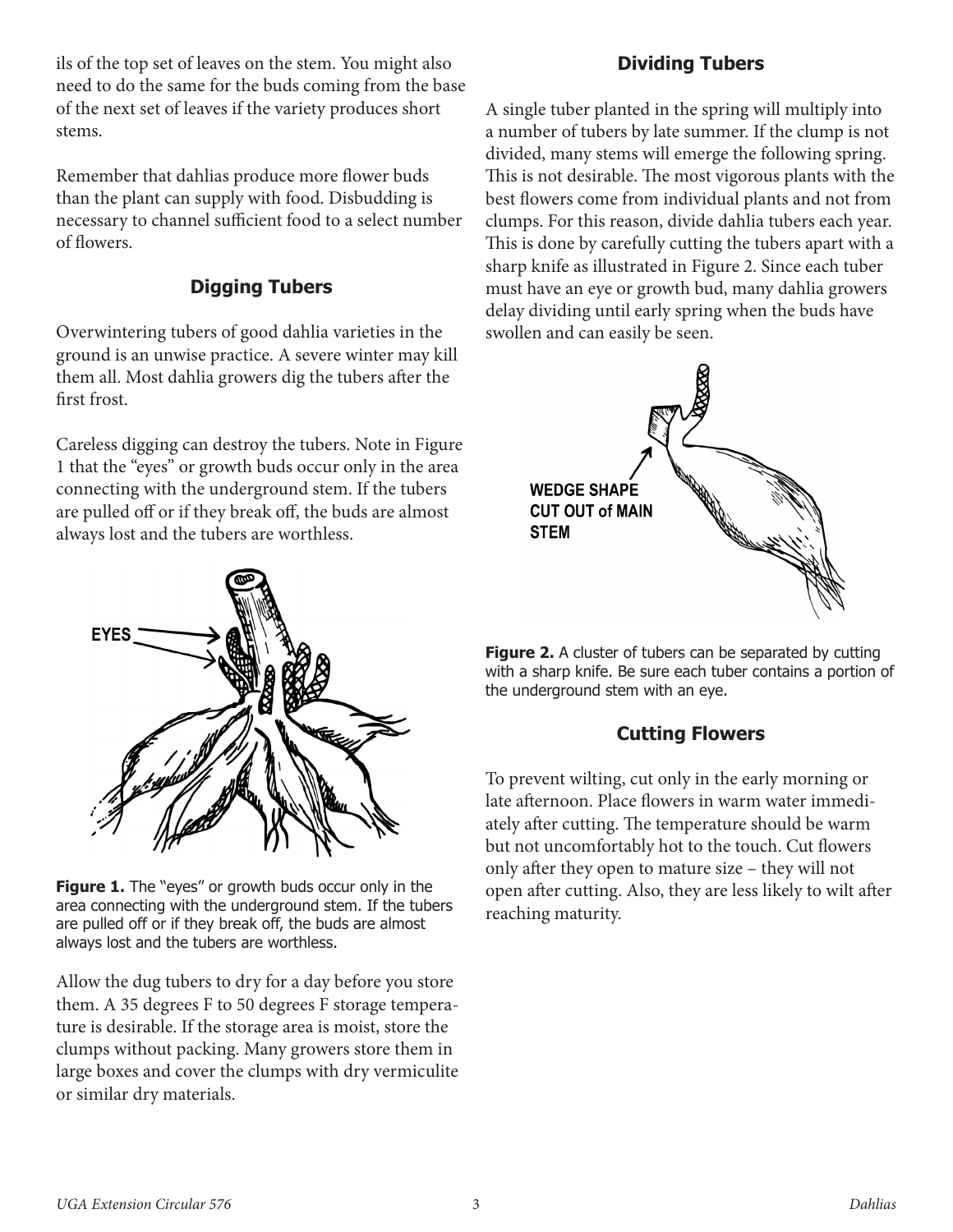ils of the top set of leaves on the stem. You might also need to do the same for the buds coming from the base of the next set of leaves if the variety produces short stems.

Remember that dahlias produce more flower buds than the plant can supply with food. Disbudding is necessary to channel sufficient food to a select number of flowers.

## Digging Tubers

Overwintering tubers of good dahlia varieties in the ground is an unwise practice. A severe winter may kill them all. Most dahlia growers dig the tubers after the first frost.

Careless digging can destroy the tubers. Note in Figure 1 that the "eyes" or growth buds occur only in the area connecting with the underground stem. If the tubers are pulled off or if they break off, the buds are almost always lost and the tubers are worthless.

**Figure 1.** The "eyes" or growth buds occur only in the area connecting with the underground stem. If the tubers are pulled off or if they break off, the buds are almost always lost and the tubers are worthless.

Allow the dug tubers to dry for a day before you store them. A 35 degrees F to 50 degrees F storage temperature is desirable. If the storage area is moist, store the clumps without packing. Many growers store them in large boxes and cover the clumps with dry vermiculite or similar dry materials.

## Dividing Tubers

A single tuber planted in the spring will multiply into a number of tubers by late summer. If the clump is not divided, many stems will emerge the following spring. This is not desirable. The most vigorous plants with the best flowers come from individual plants and not from clumps. For this reason, divide dahlia tubers each year. This is done by carefully cutting the tubers apart with a sharp knife as illustrated in Figure 2. Since each tuber must have an eye or growth bud, many dahlia growers delay dividing until early spring when the buds have swollen and can easily be seen.

**Figure 2.** A cluster of tubers can be separated by cutting with a sharp knife. Be sure each tuber contains a portion of the underground stem with an eye.

## Cutting Flowers

To prevent wilting, cut only in the early morning or late afternoon. Place flowers in warm water immediately after cutting. The temperature should be warm but not uncomfortably hot to the touch. Cut flowers only after they open to mature size – they will not open after cutting. Also, they are less likely to wilt after reaching maturity.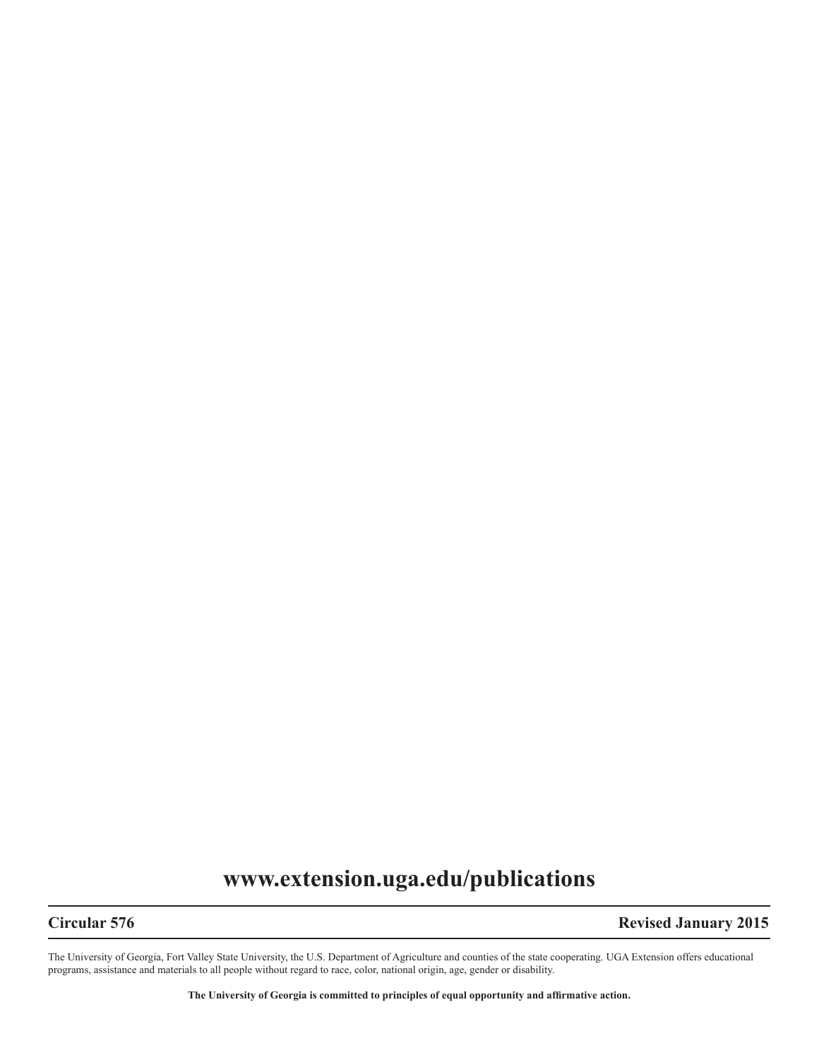**www.extension.uga.edu/publications**

---

**Circular 576** **Revised January 2015**

---

The University of Georgia, Fort Valley State University, the U.S. Department of Agriculture and counties of the state cooperating. UGA Extension offers educational programs, assistance and materials to all people without regard to race, color, national origin, age, gender or disability.

**The University of Georgia is committed to principles of equal opportunity and affirmative action.**